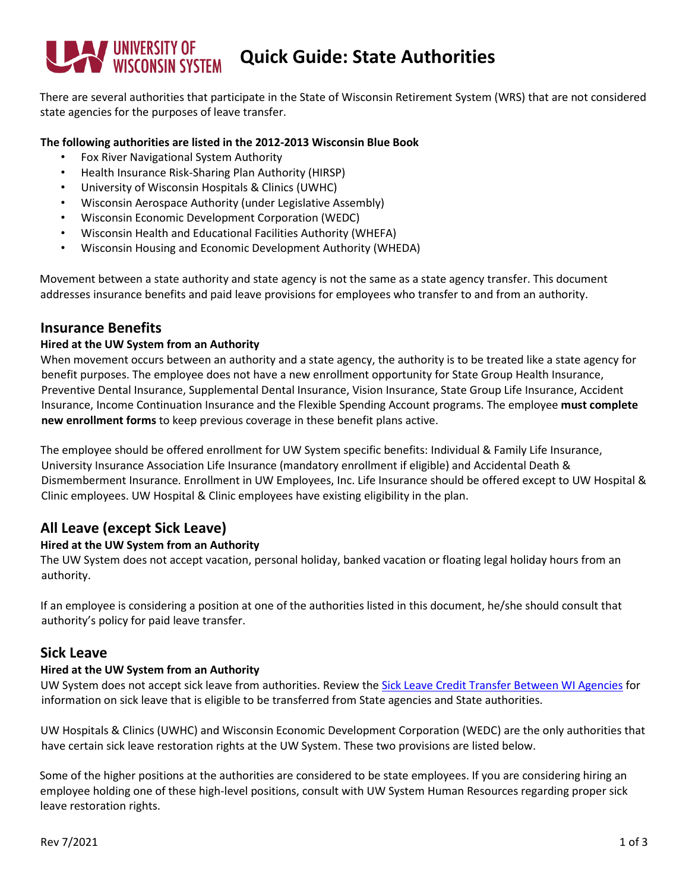# Quick Guide: State Authorities

There are several authorities that participate in the State of Wisconsin Retirement System (WRS) that are not considered state agencies for the purposes of leave transfer.

**The following authorities are listed in the 2012-2013 Wisconsin Blue Book**

- Fox River Navigational System Authority
- Health Insurance Risk-Sharing Plan Authority (HIRSP)
- University of Wisconsin Hospitals & Clinics (UWHC)
- Wisconsin Aerospace Authority (under Legislative Assembly)
- Wisconsin Economic Development Corporation (WEDC)
- Wisconsin Health and Educational Facilities Authority (WHEFA)
- Wisconsin Housing and Economic Development Authority (WHEDA)

Movement between a state authority and state agency is not the same as a state agency transfer. This document addresses insurance benefits and paid leave provisions for employees who transfer to and from an authority.

## Insurance Benefits

### Hired at the UW System from an Authority

When movement occurs between an authority and a state agency, the authority is to be treated like a state agency for benefit purposes. The employee does not have a new enrollment opportunity for State Group Health Insurance, Preventive Dental Insurance, Supplemental Dental Insurance, Vision Insurance, State Group Life Insurance, Accident Insurance, Income Continuation Insurance and the Flexible Spending Account programs. The employee **must complete new enrollment forms** to keep previous coverage in these benefit plans active.

The employee should be offered enrollment for UW System specific benefits: Individual & Family Life Insurance, University Insurance Association Life Insurance (mandatory enrollment if eligible) and Accidental Death & Dismemberment Insurance. Enrollment in UW Employees, Inc. Life Insurance should be offered except to UW Hospital & Clinic employees. UW Hospital & Clinic employees have existing eligibility in the plan.

## All Leave (except Sick Leave)

### Hired at the UW System from an Authority

The UW System does not accept vacation, personal holiday, banked vacation or floating legal holiday hours from an authority.

If an employee is considering a position at one of the authorities listed in this document, he/she should consult that authority's policy for paid leave transfer.

## Sick Leave

### Hired at the UW System from an Authority

UW System does not accept sick leave from authorities. Review the [Sick Leave Credit Transfer Between WI Agencies] for information on sick leave that is eligible to be transferred from State agencies and State authorities.

UW Hospitals & Clinics (UWHC) and Wisconsin Economic Development Corporation (WEDC) are the only authorities that have certain sick leave restoration rights at the UW System. These two provisions are listed below.

Some of the higher positions at the authorities are considered to be state employees. If you are considering hiring an employee holding one of these high-level positions, consult with UW System Human Resources regarding proper sick leave restoration rights.

Rev 7/2021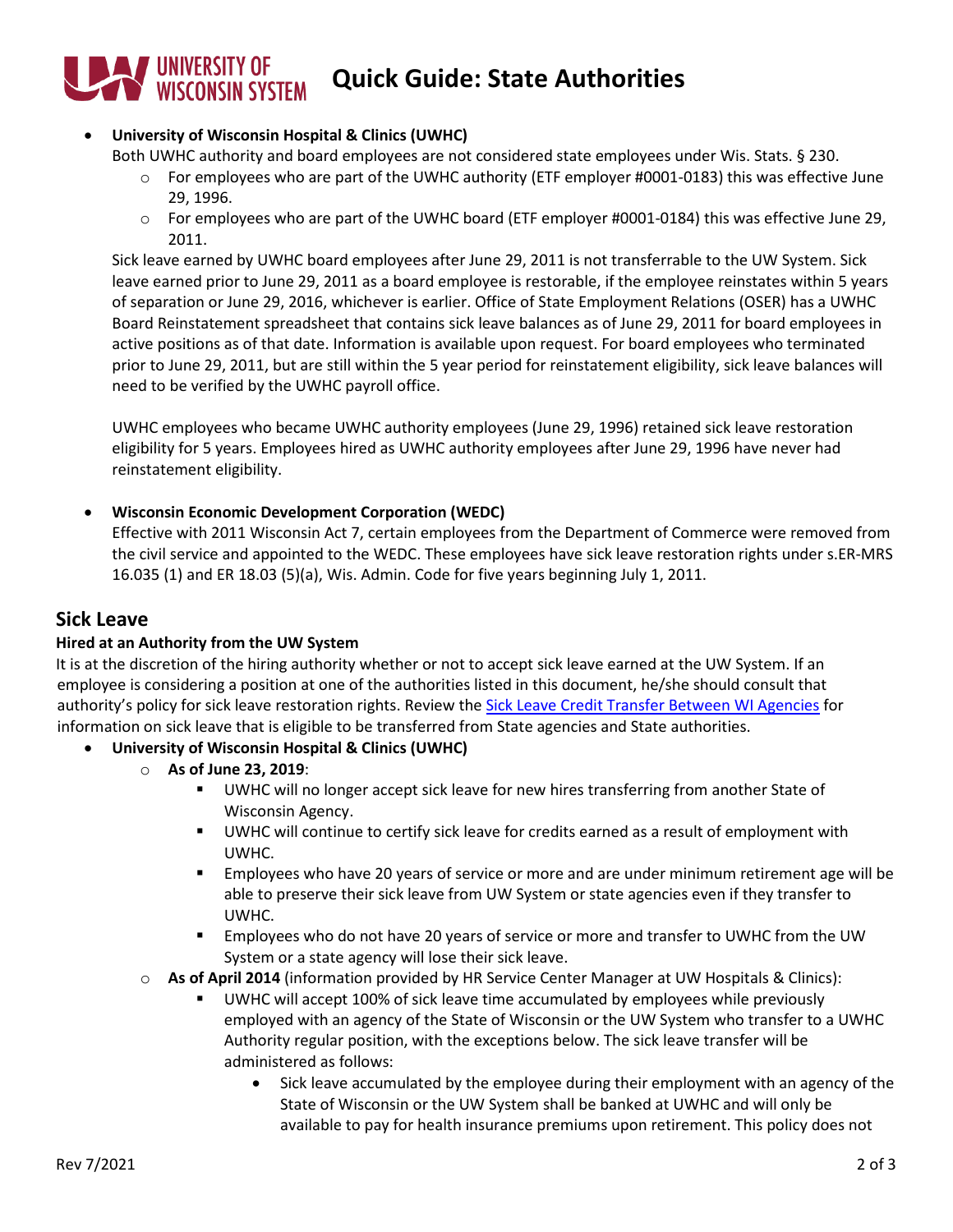- **University of Wisconsin Hospital & Clinics (UWHC)**
  Both UWHC authority and board employees are not considered state employees under Wis. Stats. § 230.
  - For employees who are part of the UWHC authority (ETF employer #0001-0183) this was effective June 29, 1996.
  - For employees who are part of the UWHC board (ETF employer #0001-0184) this was effective June 29, 2011.

  Sick leave earned by UWHC board employees after June 29, 2011 is not transferrable to the UW System. Sick leave earned prior to June 29, 2011 as a board employee is restorable, if the employee reinstates within 5 years of separation or June 29, 2016, whichever is earlier. Office of State Employment Relations (OSER) has a UWHC Board Reinstatement spreadsheet that contains sick leave balances as of June 29, 2011 for board employees in active positions as of that date. Information is available upon request. For board employees who terminated prior to June 29, 2011, but are still within the 5 year period for reinstatement eligibility, sick leave balances will need to be verified by the UWHC payroll office.

  UWHC employees who became UWHC authority employees (June 29, 1996) retained sick leave restoration eligibility for 5 years. Employees hired as UWHC authority employees after June 29, 1996 have never had reinstatement eligibility.

- **Wisconsin Economic Development Corporation (WEDC)**
  Effective with 2011 Wisconsin Act 7, certain employees from the Department of Commerce were removed from the civil service and appointed to the WEDC. These employees have sick leave restoration rights under s.ER-MRS 16.035 (1) and ER 18.03 (5)(a), Wis. Admin. Code for five years beginning July 1, 2011.

## Sick Leave

### Hired at an Authority from the UW System

It is at the discretion of the hiring authority whether or not to accept sick leave earned at the UW System. If an employee is considering a position at one of the authorities listed in this document, he/she should consult that authority's policy for sick leave restoration rights. Review the [Sick Leave Credit Transfer Between WI Agencies]() for information on sick leave that is eligible to be transferred from State agencies and State authorities.

- **University of Wisconsin Hospital & Clinics (UWHC)**
  - **As of June 23, 2019**:
    - UWHC will no longer accept sick leave for new hires transferring from another State of Wisconsin Agency.
    - UWHC will continue to certify sick leave for credits earned as a result of employment with UWHC.
    - Employees who have 20 years of service or more and are under minimum retirement age will be able to preserve their sick leave from UW System or state agencies even if they transfer to UWHC.
    - Employees who do not have 20 years of service or more and transfer to UWHC from the UW System or a state agency will lose their sick leave.
  - **As of April 2014** (information provided by HR Service Center Manager at UW Hospitals & Clinics):
    - UWHC will accept 100% of sick leave time accumulated by employees while previously employed with an agency of the State of Wisconsin or the UW System who transfer to a UWHC Authority regular position, with the exceptions below. The sick leave transfer will be administered as follows:
      - Sick leave accumulated by the employee during their employment with an agency of the State of Wisconsin or the UW System shall be banked at UWHC and will only be available to pay for health insurance premiums upon retirement. This policy does not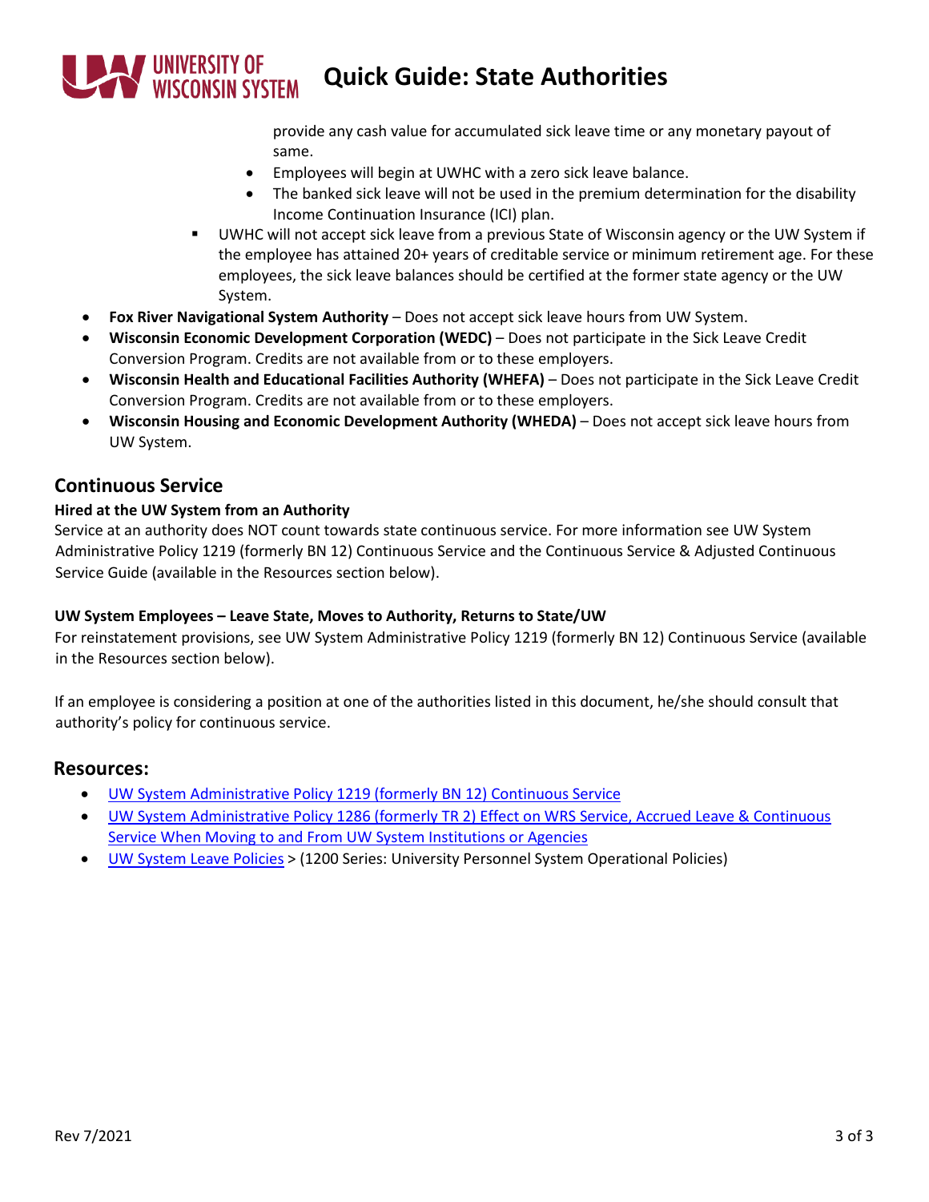provide any cash value for accumulated sick leave time or any monetary payout of same.
    - Employees will begin at UWHC with a zero sick leave balance.
    - The banked sick leave will not be used in the premium determination for the disability Income Continuation Insurance (ICI) plan.
  - UWHC will not accept sick leave from a previous State of Wisconsin agency or the UW System if the employee has attained 20+ years of creditable service or minimum retirement age. For these employees, the sick leave balances should be certified at the former state agency or the UW System.
- **Fox River Navigational System Authority** – Does not accept sick leave hours from UW System.
- **Wisconsin Economic Development Corporation (WEDC)** – Does not participate in the Sick Leave Credit Conversion Program. Credits are not available from or to these employers.
- **Wisconsin Health and Educational Facilities Authority (WHEFA)** – Does not participate in the Sick Leave Credit Conversion Program. Credits are not available from or to these employers.
- **Wisconsin Housing and Economic Development Authority (WHEDA)** – Does not accept sick leave hours from UW System.

## Continuous Service

**Hired at the UW System from an Authority**

Service at an authority does NOT count towards state continuous service. For more information see UW System Administrative Policy 1219 (formerly BN 12) Continuous Service and the Continuous Service & Adjusted Continuous Service Guide (available in the Resources section below).

**UW System Employees – Leave State, Moves to Authority, Returns to State/UW**

For reinstatement provisions, see UW System Administrative Policy 1219 (formerly BN 12) Continuous Service (available in the Resources section below).

If an employee is considering a position at one of the authorities listed in this document, he/she should consult that authority's policy for continuous service.

## Resources:

- UW System Administrative Policy 1219 (formerly BN 12) Continuous Service
- UW System Administrative Policy 1286 (formerly TR 2) Effect on WRS Service, Accrued Leave & Continuous Service When Moving to and From UW System Institutions or Agencies
- UW System Leave Policies > (1200 Series: University Personnel System Operational Policies)